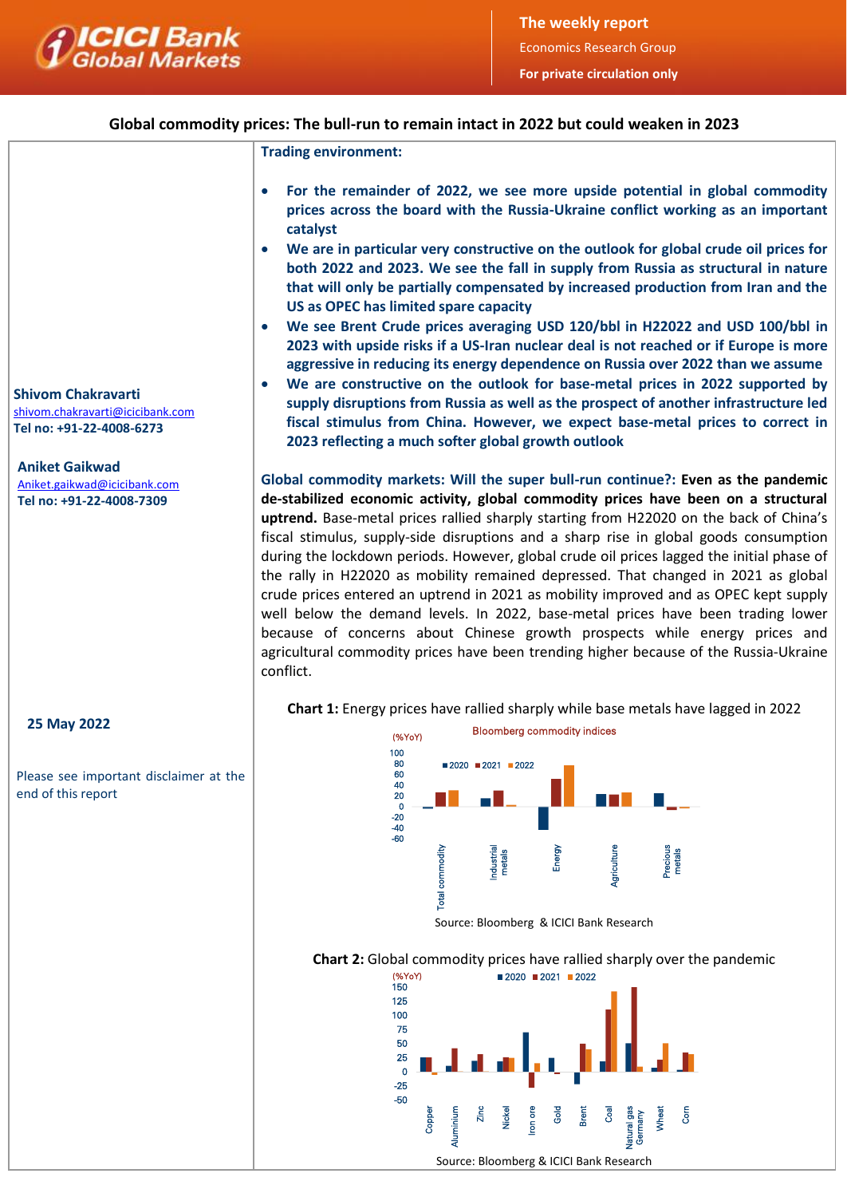# Global commodity prices: The bull-run to remain intact in 2022 but could weaken in 2023

**Shivom Chakravarti**
shivom.chakravarti@icicibank.com
Tel no: +91-22-4008-6273

**Aniket Gaikwad**
Aniket.gaikwad@icicibank.com
Tel no: +91-22-4008-7309

**25 May 2022**

Please see important disclaimer at the end of this report

## Trading environment:

- **For the remainder of 2022, we see more upside potential in global commodity prices across the board with the Russia-Ukraine conflict working as an important catalyst**
- **We are in particular very constructive on the outlook for global crude oil prices for both 2022 and 2023. We see the fall in supply from Russia as structural in nature that will only be partially compensated by increased production from Iran and the US as OPEC has limited spare capacity**
- **We see Brent Crude prices averaging USD 120/bbl in H22022 and USD 100/bbl in 2023 with upside risks if a US-Iran nuclear deal is not reached or if Europe is more aggressive in reducing its energy dependence on Russia over 2022 than we assume**
- **We are constructive on the outlook for base-metal prices in 2022 supported by supply disruptions from Russia as well as the prospect of another infrastructure led fiscal stimulus from China. However, we expect base-metal prices to correct in 2023 reflecting a much softer global growth outlook**

**Global commodity markets: Will the super bull-run continue?: Even as the pandemic de-stabilized economic activity, global commodity prices have been on a structural uptrend.** Base-metal prices rallied sharply starting from H22020 on the back of China's fiscal stimulus, supply-side disruptions and a sharp rise in global goods consumption during the lockdown periods. However, global crude oil prices lagged the initial phase of the rally in H22020 as mobility remained depressed. That changed in 2021 as global crude prices entered an uptrend in 2021 as mobility improved and as OPEC kept supply well below the demand levels. In 2022, base-metal prices have been trading lower because of concerns about Chinese growth prospects while energy prices and agricultural commodity prices have been trending higher because of the Russia-Ukraine conflict.

**Chart 1:** Energy prices have rallied sharply while base metals have lagged in 2022

Source: Bloomberg & ICICI Bank Research

**Chart 2:** Global commodity prices have rallied sharply over the pandemic

Source: Bloomberg & ICICI Bank Research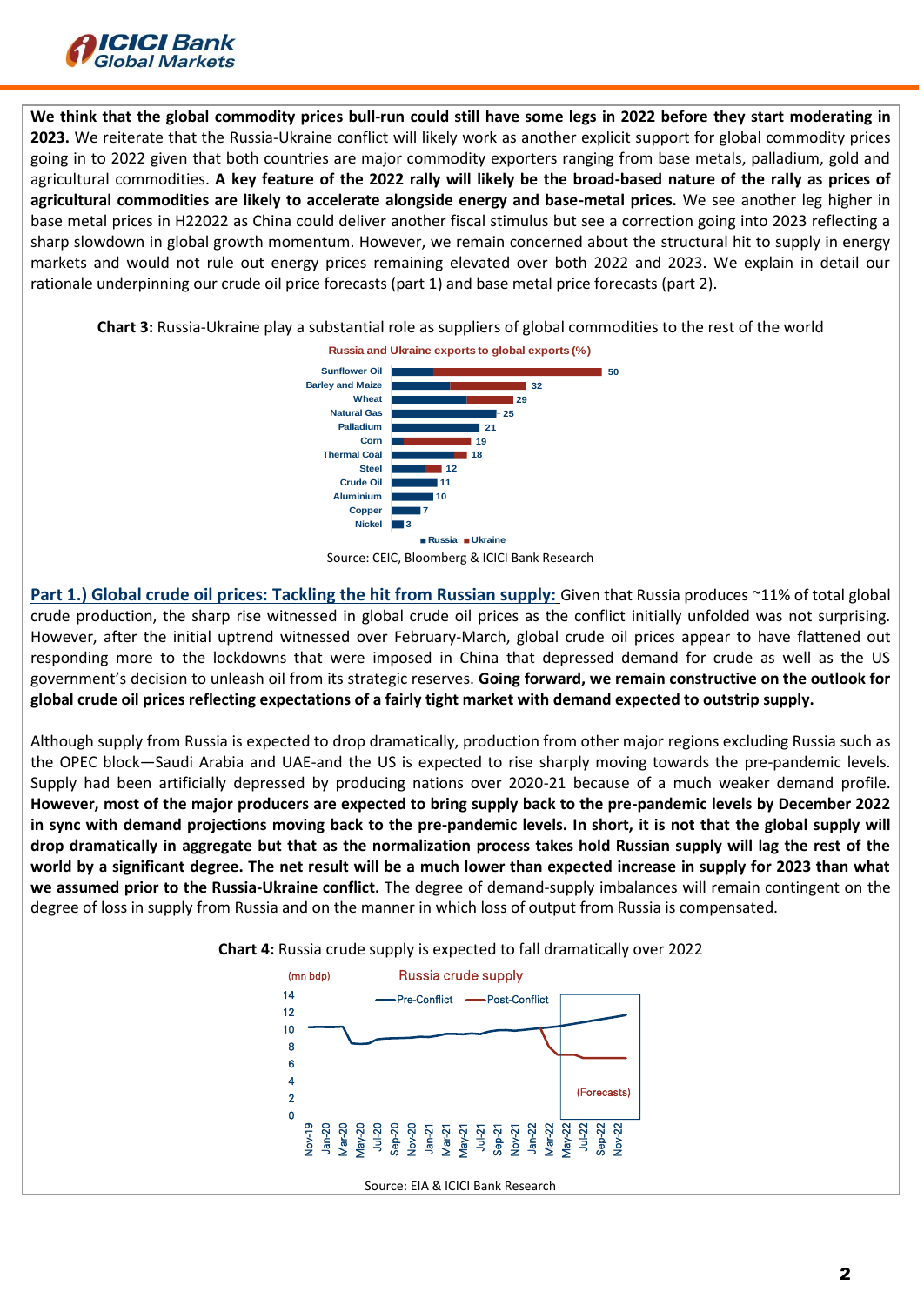**We think that the global commodity prices bull-run could still have some legs in 2022 before they start moderating in 2023.** We reiterate that the Russia-Ukraine conflict will likely work as another explicit support for global commodity prices going in to 2022 given that both countries are major commodity exporters ranging from base metals, palladium, gold and agricultural commodities. **A key feature of the 2022 rally will likely be the broad-based nature of the rally as prices of agricultural commodities are likely to accelerate alongside energy and base-metal prices.** We see another leg higher in base metal prices in H22022 as China could deliver another fiscal stimulus but see a correction going into 2023 reflecting a sharp slowdown in global growth momentum. However, we remain concerned about the structural hit to supply in energy markets and would not rule out energy prices remaining elevated over both 2022 and 2023. We explain in detail our rationale underpinning our crude oil price forecasts (part 1) and base metal price forecasts (part 2).

**Chart 3:** Russia-Ukraine play a substantial role as suppliers of global commodities to the rest of the world

Russia and Ukraine exports to global exports (%)

| Commodity | Russia + Ukraine (%) |
|---|---|
| Sunflower Oil | 50 |
| Barley and Maize | 32 |
| Wheat | 29 |
| Natural Gas | 25 |
| Palladium | 21 |
| Corn | 19 |
| Thermal Coal | 18 |
| Steel | 12 |
| Crude Oil | 11 |
| Aluminium | 10 |
| Copper | 7 |
| Nickel | 3 |

Source: CEIC, Bloomberg & ICICI Bank Research

**Part 1.) Global crude oil prices: Tackling the hit from Russian supply:** Given that Russia produces ~11% of total global crude production, the sharp rise witnessed in global crude oil prices as the conflict initially unfolded was not surprising. However, after the initial uptrend witnessed over February-March, global crude oil prices appear to have flattened out responding more to the lockdowns that were imposed in China that depressed demand for crude as well as the US government's decision to unleash oil from its strategic reserves. **Going forward, we remain constructive on the outlook for global crude oil prices reflecting expectations of a fairly tight market with demand expected to outstrip supply.**

Although supply from Russia is expected to drop dramatically, production from other major regions excluding Russia such as the OPEC block—Saudi Arabia and UAE-and the US is expected to rise sharply moving towards the pre-pandemic levels. Supply had been artificially depressed by producing nations over 2020-21 because of a much weaker demand profile. **However, most of the major producers are expected to bring supply back to the pre-pandemic levels by December 2022 in sync with demand projections moving back to the pre-pandemic levels. In short, it is not that the global supply will drop dramatically in aggregate but that as the normalization process takes hold Russian supply will lag the rest of the world by a significant degree. The net result will be a much lower than expected increase in supply for 2023 than what we assumed prior to the Russia-Ukraine conflict.** The degree of demand-supply imbalances will remain contingent on the degree of loss in supply from Russia and on the manner in which loss of output from Russia is compensated.

**Chart 4:** Russia crude supply is expected to fall dramatically over 2022

Source: EIA & ICICI Bank Research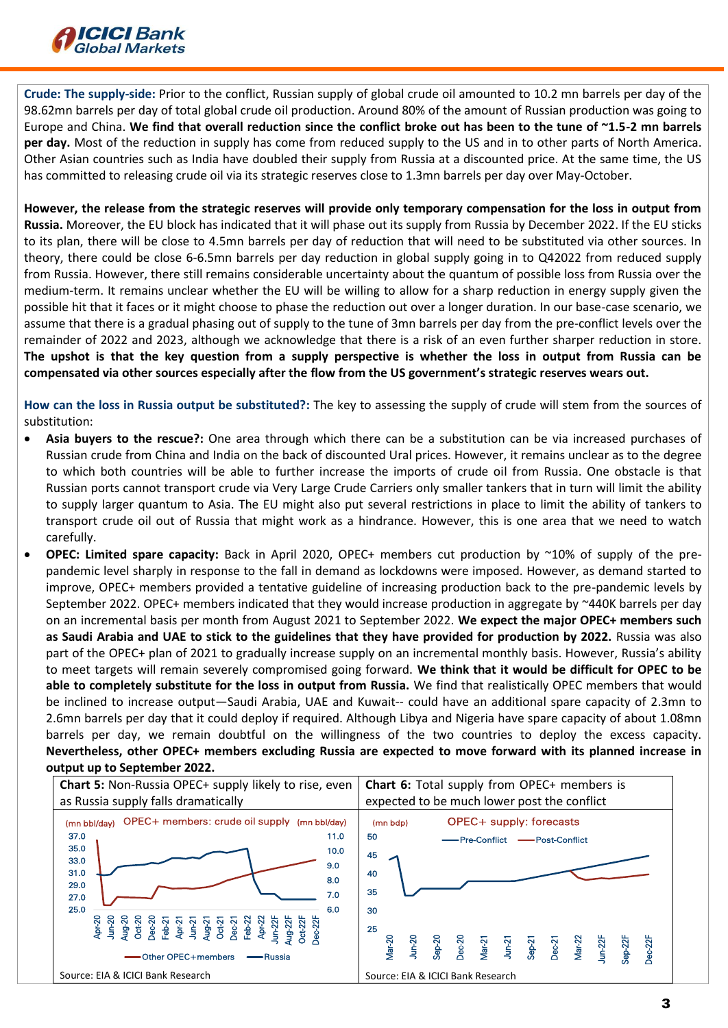**Crude: The supply-side:** Prior to the conflict, Russian supply of global crude oil amounted to 10.2 mn barrels per day of the 98.62mn barrels per day of total global crude oil production. Around 80% of the amount of Russian production was going to Europe and China. **We find that overall reduction since the conflict broke out has been to the tune of ~1.5-2 mn barrels per day.** Most of the reduction in supply has come from reduced supply to the US and in to other parts of North America. Other Asian countries such as India have doubled their supply from Russia at a discounted price. At the same time, the US has committed to releasing crude oil via its strategic reserves close to 1.3mn barrels per day over May-October.

**However, the release from the strategic reserves will provide only temporary compensation for the loss in output from Russia.** Moreover, the EU block has indicated that it will phase out its supply from Russia by December 2022. If the EU sticks to its plan, there will be close to 4.5mn barrels per day of reduction that will need to be substituted via other sources. In theory, there could be close 6-6.5mn barrels per day reduction in global supply going in to Q42022 from reduced supply from Russia. However, there still remains considerable uncertainty about the quantum of possible loss from Russia over the medium-term. It remains unclear whether the EU will be willing to allow for a sharp reduction in energy supply given the possible hit that it faces or it might choose to phase the reduction out over a longer duration. In our base-case scenario, we assume that there is a gradual phasing out of supply to the tune of 3mn barrels per day from the pre-conflict levels over the remainder of 2022 and 2023, although we acknowledge that there is a risk of an even further sharper reduction in store. **The upshot is that the key question from a supply perspective is whether the loss in output from Russia can be compensated via other sources especially after the flow from the US government's strategic reserves wears out.**

**How can the loss in Russia output be substituted?:** The key to assessing the supply of crude will stem from the sources of substitution:

- **Asia buyers to the rescue?:** One area through which there can be a substitution can be via increased purchases of Russian crude from China and India on the back of discounted Ural prices. However, it remains unclear as to the degree to which both countries will be able to further increase the imports of crude oil from Russia. One obstacle is that Russian ports cannot transport crude via Very Large Crude Carriers only smaller tankers that in turn will limit the ability to supply larger quantum to Asia. The EU might also put several restrictions in place to limit the ability of tankers to transport crude oil out of Russia that might work as a hindrance. However, this is one area that we need to watch carefully.
- **OPEC: Limited spare capacity:** Back in April 2020, OPEC+ members cut production by ~10% of supply of the pre-pandemic level sharply in response to the fall in demand as lockdowns were imposed. However, as demand started to improve, OPEC+ members provided a tentative guideline of increasing production back to the pre-pandemic levels by September 2022. OPEC+ members indicated that they would increase production in aggregate by ~440K barrels per day on an incremental basis per month from August 2021 to September 2022. **We expect the major OPEC+ members such as Saudi Arabia and UAE to stick to the guidelines that they have provided for production by 2022.** Russia was also part of the OPEC+ plan of 2021 to gradually increase supply on an incremental monthly basis. However, Russia's ability to meet targets will remain severely compromised going forward. **We think that it would be difficult for OPEC to be able to completely substitute for the loss in output from Russia.** We find that realistically OPEC members that would be inclined to increase output—Saudi Arabia, UAE and Kuwait-- could have an additional spare capacity of 2.3mn to 2.6mn barrels per day that it could deploy if required. Although Libya and Nigeria have spare capacity of about 1.08mn barrels per day, we remain doubtful on the willingness of the two countries to deploy the excess capacity. **Nevertheless, other OPEC+ members excluding Russia are expected to move forward with its planned increase in output up to September 2022.**

**Chart 5:** Non-Russia OPEC+ supply likely to rise, even as Russia supply falls dramatically

Source: EIA & ICICI Bank Research

**Chart 6:** Total supply from OPEC+ members is expected to be much lower post the conflict

Source: EIA & ICICI Bank Research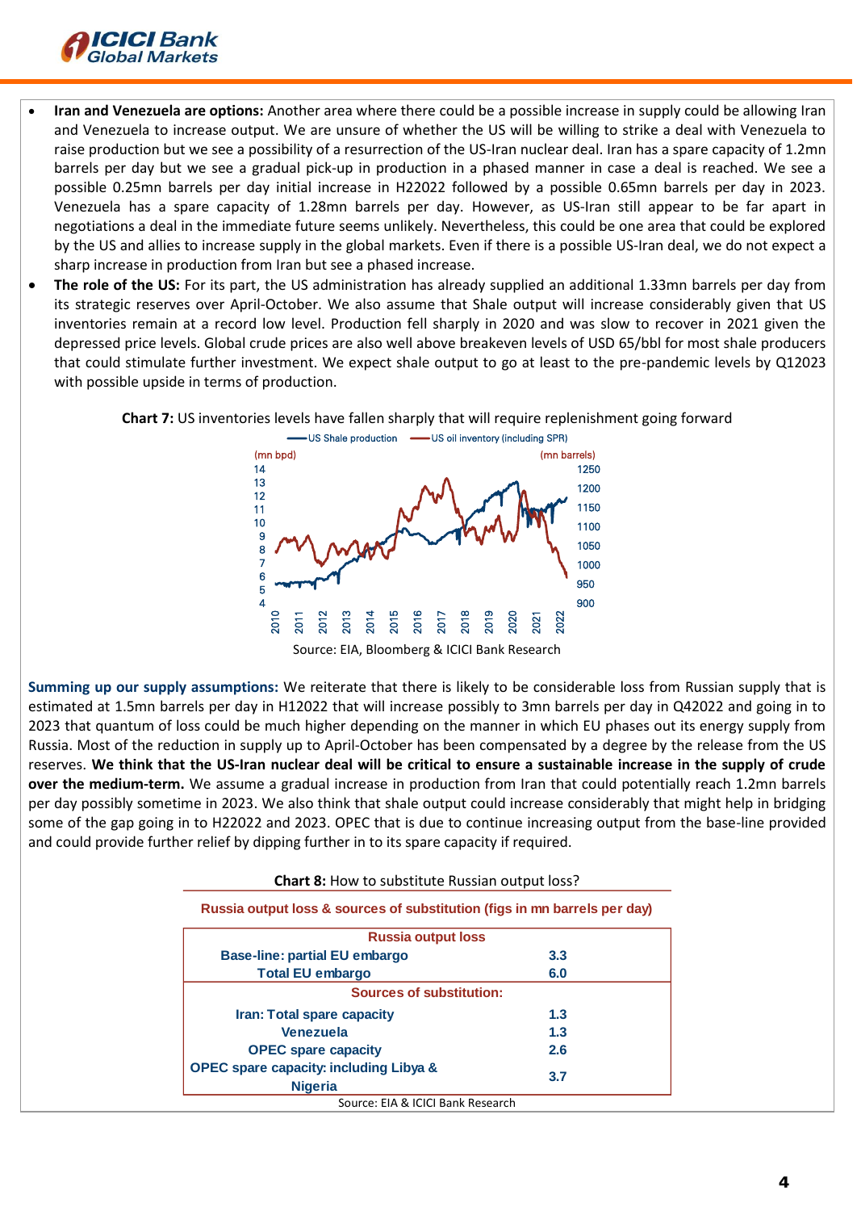- **Iran and Venezuela are options:** Another area where there could be a possible increase in supply could be allowing Iran and Venezuela to increase output. We are unsure of whether the US will be willing to strike a deal with Venezuela to raise production but we see a possibility of a resurrection of the US-Iran nuclear deal. Iran has a spare capacity of 1.2mn barrels per day but we see a gradual pick-up in production in a phased manner in case a deal is reached. We see a possible 0.25mn barrels per day initial increase in H22022 followed by a possible 0.65mn barrels per day in 2023. Venezuela has a spare capacity of 1.28mn barrels per day. However, as US-Iran still appear to be far apart in negotiations a deal in the immediate future seems unlikely. Nevertheless, this could be one area that could be explored by the US and allies to increase supply in the global markets. Even if there is a possible US-Iran deal, we do not expect a sharp increase in production from Iran but see a phased increase.
- **The role of the US:** For its part, the US administration has already supplied an additional 1.33mn barrels per day from its strategic reserves over April-October. We also assume that Shale output will increase considerably given that US inventories remain at a record low level. Production fell sharply in 2020 and was slow to recover in 2021 given the depressed price levels. Global crude prices are also well above breakeven levels of USD 65/bbl for most shale producers that could stimulate further investment. We expect shale output to go at least to the pre-pandemic levels by Q12023 with possible upside in terms of production.

**Chart 7:** US inventories levels have fallen sharply that will require replenishment going forward

Source: EIA, Bloomberg & ICICI Bank Research

**Summing up our supply assumptions:** We reiterate that there is likely to be considerable loss from Russian supply that is estimated at 1.5mn barrels per day in H12022 that will increase possibly to 3mn barrels per day in Q42022 and going in to 2023 that quantum of loss could be much higher depending on the manner in which EU phases out its energy supply from Russia. Most of the reduction in supply up to April-October has been compensated by a degree by the release from the US reserves. **We think that the US-Iran nuclear deal will be critical to ensure a sustainable increase in the supply of crude over the medium-term.** We assume a gradual increase in production from Iran that could potentially reach 1.2mn barrels per day possibly sometime in 2023. We also think that shale output could increase considerably that might help in bridging some of the gap going in to H22022 and 2023. OPEC that is due to continue increasing output from the base-line provided and could provide further relief by dipping further in to its spare capacity if required.

**Chart 8:** How to substitute Russian output loss?

Russia output loss & sources of substitution (figs in mn barrels per day)

| Russia output loss | |
|---|---|
| Base-line: partial EU embargo | 3.3 |
| Total EU embargo | 6.0 |
| **Sources of substitution:** | |
| Iran: Total spare capacity | 1.3 |
| Venezuela | 1.3 |
| OPEC spare capacity | 2.6 |
| OPEC spare capacity: including Libya & Nigeria | 3.7 |

Source: EIA & ICICI Bank Research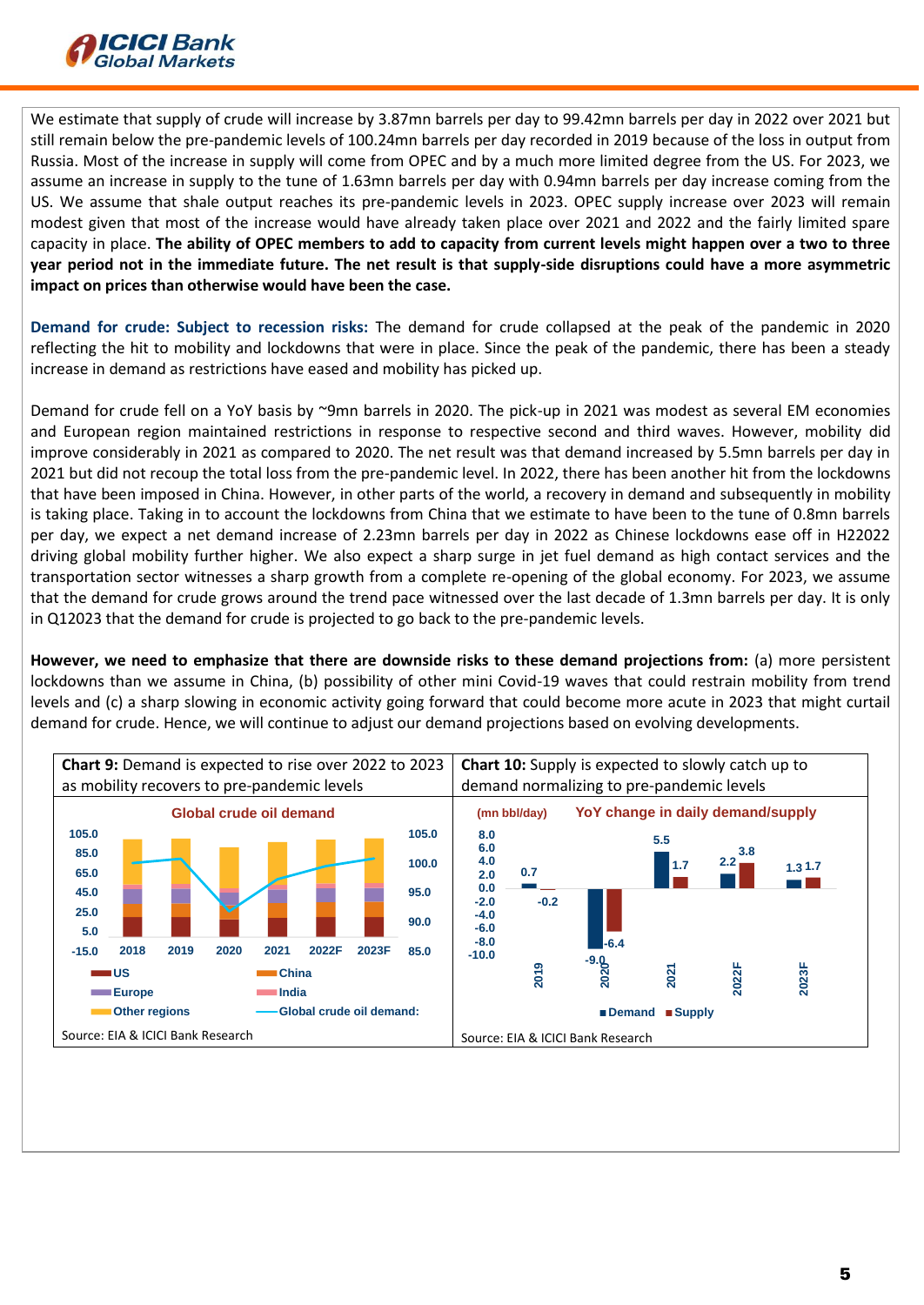We estimate that supply of crude will increase by 3.87mn barrels per day to 99.42mn barrels per day in 2022 over 2021 but still remain below the pre-pandemic levels of 100.24mn barrels per day recorded in 2019 because of the loss in output from Russia. Most of the increase in supply will come from OPEC and by a much more limited degree from the US. For 2023, we assume an increase in supply to the tune of 1.63mn barrels per day with 0.94mn barrels per day increase coming from the US. We assume that shale output reaches its pre-pandemic levels in 2023. OPEC supply increase over 2023 will remain modest given that most of the increase would have already taken place over 2021 and 2022 and the fairly limited spare capacity in place. **The ability of OPEC members to add to capacity from current levels might happen over a two to three year period not in the immediate future. The net result is that supply-side disruptions could have a more asymmetric impact on prices than otherwise would have been the case.**

**Demand for crude: Subject to recession risks:** The demand for crude collapsed at the peak of the pandemic in 2020 reflecting the hit to mobility and lockdowns that were in place. Since the peak of the pandemic, there has been a steady increase in demand as restrictions have eased and mobility has picked up.

Demand for crude fell on a YoY basis by ~9mn barrels in 2020. The pick-up in 2021 was modest as several EM economies and European region maintained restrictions in response to respective second and third waves. However, mobility did improve considerably in 2021 as compared to 2020. The net result was that demand increased by 5.5mn barrels per day in 2021 but did not recoup the total loss from the pre-pandemic level. In 2022, there has been another hit from the lockdowns that have been imposed in China. However, in other parts of the world, a recovery in demand and subsequently in mobility is taking place. Taking in to account the lockdowns from China that we estimate to have been to the tune of 0.8mn barrels per day, we expect a net demand increase of 2.23mn barrels per day in 2022 as Chinese lockdowns ease off in H22022 driving global mobility further higher. We also expect a sharp surge in jet fuel demand as high contact services and the transportation sector witnesses a sharp growth from a complete re-opening of the global economy. For 2023, we assume that the demand for crude grows around the trend pace witnessed over the last decade of 1.3mn barrels per day. It is only in Q12023 that the demand for crude is projected to go back to the pre-pandemic levels.

**However, we need to emphasize that there are downside risks to these demand projections from:** (a) more persistent lockdowns than we assume in China, (b) possibility of other mini Covid-19 waves that could restrain mobility from trend levels and (c) a sharp slowing in economic activity going forward that could become more acute in 2023 that might curtail demand for crude. Hence, we will continue to adjust our demand projections based on evolving developments.

**Chart 9:** Demand is expected to rise over 2022 to 2023 as mobility recovers to pre-pandemic levels

Source: EIA & ICICI Bank Research

**Chart 10:** Supply is expected to slowly catch up to demand normalizing to pre-pandemic levels

YoY change in daily demand/supply (mn bbl/day)

| | 2019 | 2020 | 2021 | 2022F | 2023F |
|---|---|---|---|---|---|
| Demand | 0.7 | -9.0 | 5.5 | 2.2 | 1.3 |
| Supply | -0.2 | -6.4 | 1.7 | 3.8 | 1.7 |

Source: EIA & ICICI Bank Research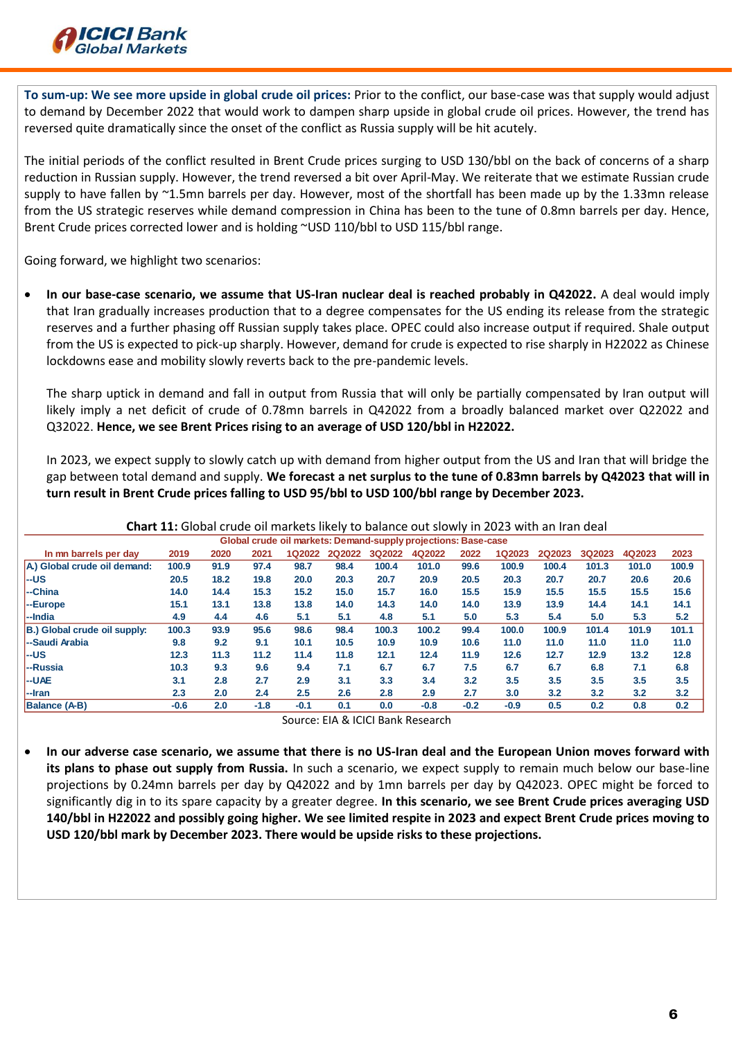**To sum-up: We see more upside in global crude oil prices:** Prior to the conflict, our base-case was that supply would adjust to demand by December 2022 that would work to dampen sharp upside in global crude oil prices. However, the trend has reversed quite dramatically since the onset of the conflict as Russia supply will be hit acutely.

The initial periods of the conflict resulted in Brent Crude prices surging to USD 130/bbl on the back of concerns of a sharp reduction in Russian supply. However, the trend reversed a bit over April-May. We reiterate that we estimate Russian crude supply to have fallen by ~1.5mn barrels per day. However, most of the shortfall has been made up by the 1.33mn release from the US strategic reserves while demand compression in China has been to the tune of 0.8mn barrels per day. Hence, Brent Crude prices corrected lower and is holding ~USD 110/bbl to USD 115/bbl range.

Going forward, we highlight two scenarios:

- **In our base-case scenario, we assume that US-Iran nuclear deal is reached probably in Q42022.** A deal would imply that Iran gradually increases production that to a degree compensates for the US ending its release from the strategic reserves and a further phasing off Russian supply takes place. OPEC could also increase output if required. Shale output from the US is expected to pick-up sharply. However, demand for crude is expected to rise sharply in H22022 as Chinese lockdowns ease and mobility slowly reverts back to the pre-pandemic levels.

  The sharp uptick in demand and fall in output from Russia that will only be partially compensated by Iran output will likely imply a net deficit of crude of 0.78mn barrels in Q42022 from a broadly balanced market over Q22022 and Q32022. **Hence, we see Brent Prices rising to an average of USD 120/bbl in H22022.**

  In 2023, we expect supply to slowly catch up with demand from higher output from the US and Iran that will bridge the gap between total demand and supply. **We forecast a net surplus to the tune of 0.83mn barrels by Q42023 that will in turn result in Brent Crude prices falling to USD 95/bbl to USD 100/bbl range by December 2023.**

**Chart 11:** Global crude oil markets likely to balance out slowly in 2023 with an Iran deal

Global crude oil markets: Demand-supply projections: Base-case

| In mn barrels per day | 2019 | 2020 | 2021 | 1Q2022 | 2Q2022 | 3Q2022 | 4Q2022 | 2022 | 1Q2023 | 2Q2023 | 3Q2023 | 4Q2023 | 2023 |
|---|---|---|---|---|---|---|---|---|---|---|---|---|---|
| A.) Global crude oil demand: | 100.9 | 91.9 | 97.4 | 98.7 | 98.4 | 100.4 | 101.0 | 99.6 | 100.9 | 100.4 | 101.3 | 101.0 | 100.9 |
| --US | 20.5 | 18.2 | 19.8 | 20.0 | 20.3 | 20.7 | 20.9 | 20.5 | 20.3 | 20.7 | 20.7 | 20.6 | 20.6 |
| --China | 14.0 | 14.4 | 15.3 | 15.2 | 15.0 | 15.7 | 16.0 | 15.5 | 15.9 | 15.5 | 15.5 | 15.5 | 15.6 |
| --Europe | 15.1 | 13.1 | 13.8 | 13.8 | 14.0 | 14.3 | 14.0 | 14.0 | 13.9 | 13.9 | 14.4 | 14.1 | 14.1 |
| --India | 4.9 | 4.4 | 4.6 | 5.1 | 5.1 | 4.8 | 5.1 | 5.0 | 5.3 | 5.4 | 5.0 | 5.3 | 5.2 |
| B.) Global crude oil supply: | 100.3 | 93.9 | 95.6 | 98.6 | 98.4 | 100.3 | 100.2 | 99.4 | 100.0 | 100.9 | 101.4 | 101.9 | 101.1 |
| --Saudi Arabia | 9.8 | 9.2 | 9.1 | 10.1 | 10.5 | 10.9 | 10.9 | 10.6 | 11.0 | 11.0 | 11.0 | 11.0 | 11.0 |
| --US | 12.3 | 11.3 | 11.2 | 11.4 | 11.8 | 12.1 | 12.4 | 11.9 | 12.6 | 12.7 | 12.9 | 13.2 | 12.8 |
| --Russia | 10.3 | 9.3 | 9.6 | 9.4 | 7.1 | 6.7 | 6.7 | 7.5 | 6.7 | 6.7 | 6.8 | 7.1 | 6.8 |
| --UAE | 3.1 | 2.8 | 2.7 | 2.9 | 3.1 | 3.3 | 3.4 | 3.2 | 3.5 | 3.5 | 3.5 | 3.5 | 3.5 |
| --Iran | 2.3 | 2.0 | 2.4 | 2.5 | 2.6 | 2.8 | 2.9 | 2.7 | 3.0 | 3.2 | 3.2 | 3.2 | 3.2 |
| Balance (A-B) | -0.6 | 2.0 | -1.8 | -0.1 | 0.1 | 0.0 | -0.8 | -0.2 | -0.9 | 0.5 | 0.2 | 0.8 | 0.2 |

Source: EIA & ICICI Bank Research

- **In our adverse case scenario, we assume that there is no US-Iran deal and the European Union moves forward with its plans to phase out supply from Russia.** In such a scenario, we expect supply to remain much below our base-line projections by 0.24mn barrels per day by Q42022 and by 1mn barrels per day by Q42023. OPEC might be forced to significantly dig in to its spare capacity by a greater degree. **In this scenario, we see Brent Crude prices averaging USD 140/bbl in H22022 and possibly going higher. We see limited respite in 2023 and expect Brent Crude prices moving to USD 120/bbl mark by December 2023. There would be upside risks to these projections.**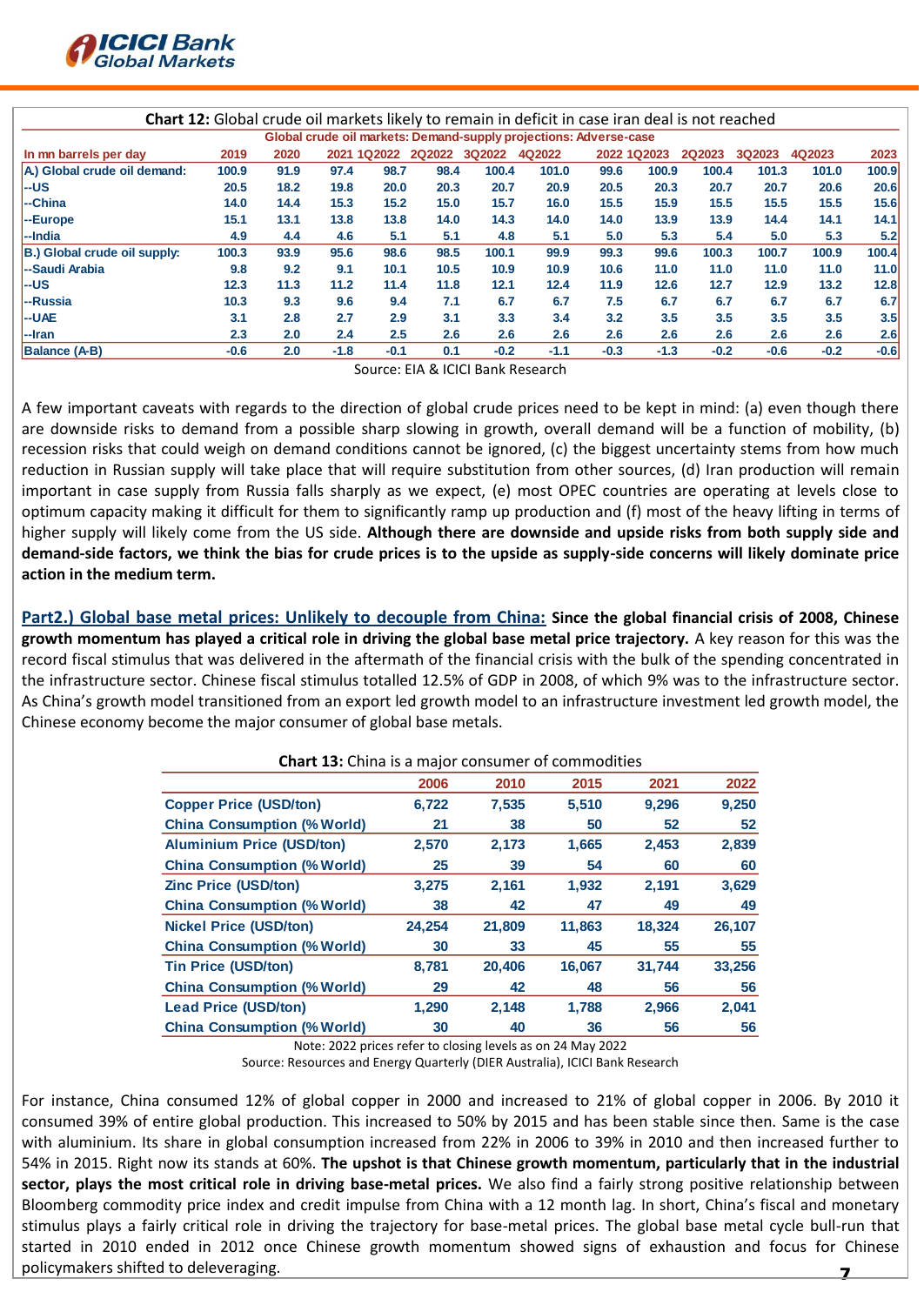**Chart 12:** Global crude oil markets likely to remain in deficit in case iran deal is not reached

Global crude oil markets: Demand-supply projections: Adverse-case

| In mn barrels per day | 2019 | 2020 | 2021 | 1Q2022 | 2Q2022 | 3Q2022 | 4Q2022 | 2022 | 1Q2023 | 2Q2023 | 3Q2023 | 4Q2023 | 2023 |
|---|---|---|---|---|---|---|---|---|---|---|---|---|---|
| A.) Global crude oil demand: | 100.9 | 91.9 | 97.4 | 98.7 | 98.4 | 100.4 | 101.0 | 99.6 | 100.9 | 100.4 | 101.3 | 101.0 | 100.9 |
| --US | 20.5 | 18.2 | 19.8 | 20.0 | 20.3 | 20.7 | 20.9 | 20.5 | 20.3 | 20.7 | 20.7 | 20.6 | 20.6 |
| --China | 14.0 | 14.4 | 15.3 | 15.2 | 15.0 | 15.7 | 16.0 | 15.5 | 15.9 | 15.5 | 15.5 | 15.5 | 15.6 |
| --Europe | 15.1 | 13.1 | 13.8 | 13.8 | 14.0 | 14.3 | 14.0 | 14.0 | 13.9 | 13.9 | 14.4 | 14.1 | 14.1 |
| --India | 4.9 | 4.4 | 4.6 | 5.1 | 5.1 | 4.8 | 5.1 | 5.0 | 5.3 | 5.4 | 5.0 | 5.3 | 5.2 |
| B.) Global crude oil supply: | 100.3 | 93.9 | 95.6 | 98.6 | 98.5 | 100.1 | 99.9 | 99.3 | 99.6 | 100.3 | 100.7 | 100.9 | 100.4 |
| --Saudi Arabia | 9.8 | 9.2 | 9.1 | 10.1 | 10.5 | 10.9 | 10.9 | 10.6 | 11.0 | 11.0 | 11.0 | 11.0 | 11.0 |
| --US | 12.3 | 11.3 | 11.2 | 11.4 | 11.8 | 12.1 | 12.4 | 11.9 | 12.6 | 12.7 | 12.9 | 13.2 | 12.8 |
| --Russia | 10.3 | 9.3 | 9.6 | 9.4 | 7.1 | 6.7 | 6.7 | 7.5 | 6.7 | 6.7 | 6.7 | 6.7 | 6.7 |
| --UAE | 3.1 | 2.8 | 2.7 | 2.9 | 3.1 | 3.3 | 3.4 | 3.2 | 3.5 | 3.5 | 3.5 | 3.5 | 3.5 |
| --Iran | 2.3 | 2.0 | 2.4 | 2.5 | 2.6 | 2.6 | 2.6 | 2.6 | 2.6 | 2.6 | 2.6 | 2.6 | 2.6 |
| Balance (A-B) | -0.6 | 2.0 | -1.8 | -0.1 | 0.1 | -0.2 | -1.1 | -0.3 | -1.3 | -0.2 | -0.6 | -0.2 | -0.6 |

Source: EIA & ICICI Bank Research

A few important caveats with regards to the direction of global crude prices need to be kept in mind: (a) even though there are downside risks to demand from a possible sharp slowing in growth, overall demand will be a function of mobility, (b) recession risks that could weigh on demand conditions cannot be ignored, (c) the biggest uncertainty stems from how much reduction in Russian supply will take place that will require substitution from other sources, (d) Iran production will remain important in case supply from Russia falls sharply as we expect, (e) most OPEC countries are operating at levels close to optimum capacity making it difficult for them to significantly ramp up production and (f) most of the heavy lifting in terms of higher supply will likely come from the US side. **Although there are downside and upside risks from both supply side and demand-side factors, we think the bias for crude prices is to the upside as supply-side concerns will likely dominate price action in the medium term.**

**Part2.) Global base metal prices: Unlikely to decouple from China: Since the global financial crisis of 2008, Chinese growth momentum has played a critical role in driving the global base metal price trajectory.** A key reason for this was the record fiscal stimulus that was delivered in the aftermath of the financial crisis with the bulk of the spending concentrated in the infrastructure sector. Chinese fiscal stimulus totalled 12.5% of GDP in 2008, of which 9% was to the infrastructure sector. As China's growth model transitioned from an export led growth model to an infrastructure investment led growth model, the Chinese economy become the major consumer of global base metals.

**Chart 13:** China is a major consumer of commodities

| | 2006 | 2010 | 2015 | 2021 | 2022 |
|---|---|---|---|---|---|
| Copper Price (USD/ton) | 6,722 | 7,535 | 5,510 | 9,296 | 9,250 |
| China Consumption (% World) | 21 | 38 | 50 | 52 | 52 |
| Aluminium Price (USD/ton) | 2,570 | 2,173 | 1,665 | 2,453 | 2,839 |
| China Consumption (% World) | 25 | 39 | 54 | 60 | 60 |
| Zinc Price (USD/ton) | 3,275 | 2,161 | 1,932 | 2,191 | 3,629 |
| China Consumption (% World) | 38 | 42 | 47 | 49 | 49 |
| Nickel Price (USD/ton) | 24,254 | 21,809 | 11,863 | 18,324 | 26,107 |
| China Consumption (% World) | 30 | 33 | 45 | 55 | 55 |
| Tin Price (USD/ton) | 8,781 | 20,406 | 16,067 | 31,744 | 33,256 |
| China Consumption (% World) | 29 | 42 | 48 | 56 | 56 |
| Lead Price (USD/ton) | 1,290 | 2,148 | 1,788 | 2,966 | 2,041 |
| China Consumption (% World) | 30 | 40 | 36 | 56 | 56 |

Note: 2022 prices refer to closing levels as on 24 May 2022

Source: Resources and Energy Quarterly (DIER Australia), ICICI Bank Research

For instance, China consumed 12% of global copper in 2000 and increased to 21% of global copper in 2006. By 2010 it consumed 39% of entire global production. This increased to 50% by 2015 and has been stable since then. Same is the case with aluminium. Its share in global consumption increased from 22% in 2006 to 39% in 2010 and then increased further to 54% in 2015. Right now its stands at 60%. **The upshot is that Chinese growth momentum, particularly that in the industrial sector, plays the most critical role in driving base-metal prices.** We also find a fairly strong positive relationship between Bloomberg commodity price index and credit impulse from China with a 12 month lag. In short, China's fiscal and monetary stimulus plays a fairly critical role in driving the trajectory for base-metal prices. The global base metal cycle bull-run that started in 2010 ended in 2012 once Chinese growth momentum showed signs of exhaustion and focus for Chinese policymakers shifted to deleveraging.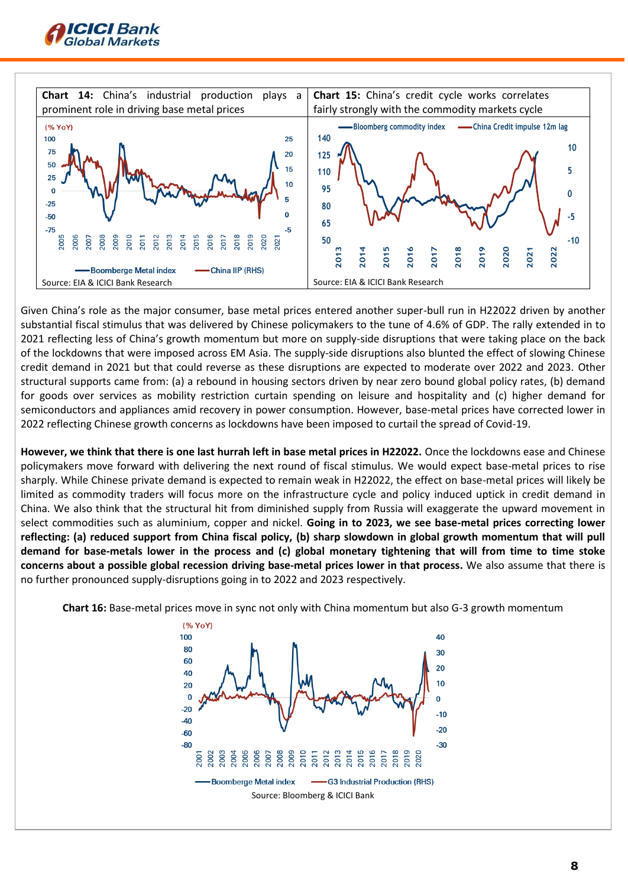**Chart 14:** China's industrial production plays a prominent role in driving base metal prices

Source: EIA & ICICI Bank Research

**Chart 15:** China's credit cycle works correlates fairly strongly with the commodity markets cycle

Source: EIA & ICICI Bank Research

Given China's role as the major consumer, base metal prices entered another super-bull run in H22022 driven by another substantial fiscal stimulus that was delivered by Chinese policymakers to the tune of 4.6% of GDP. The rally extended in to 2021 reflecting less of China's growth momentum but more on supply-side disruptions that were taking place on the back of the lockdowns that were imposed across EM Asia. The supply-side disruptions also blunted the effect of slowing Chinese credit demand in 2021 but that could reverse as these disruptions are expected to moderate over 2022 and 2023. Other structural supports came from: (a) a rebound in housing sectors driven by near zero bound global policy rates, (b) demand for goods over services as mobility restriction curtain spending on leisure and hospitality and (c) higher demand for semiconductors and appliances amid recovery in power consumption. However, base-metal prices have corrected lower in 2022 reflecting Chinese growth concerns as lockdowns have been imposed to curtail the spread of Covid-19.

**However, we think that there is one last hurrah left in base metal prices in H22022.** Once the lockdowns ease and Chinese policymakers move forward with delivering the next round of fiscal stimulus. We would expect base-metal prices to rise sharply. While Chinese private demand is expected to remain weak in H22022, the effect on base-metal prices will likely be limited as commodity traders will focus more on the infrastructure cycle and policy induced uptick in credit demand in China. We also think that the structural hit from diminished supply from Russia will exaggerate the upward movement in select commodities such as aluminium, copper and nickel. **Going in to 2023, we see base-metal prices correcting lower reflecting: (a) reduced support from China fiscal policy, (b) sharp slowdown in global growth momentum that will pull demand for base-metals lower in the process and (c) global monetary tightening that will from time to time stoke concerns about a possible global recession driving base-metal prices lower in that process.** We also assume that there is no further pronounced supply-disruptions going in to 2022 and 2023 respectively.

**Chart 16:** Base-metal prices move in sync not only with China momentum but also G-3 growth momentum

Source: Bloomberg & ICICI Bank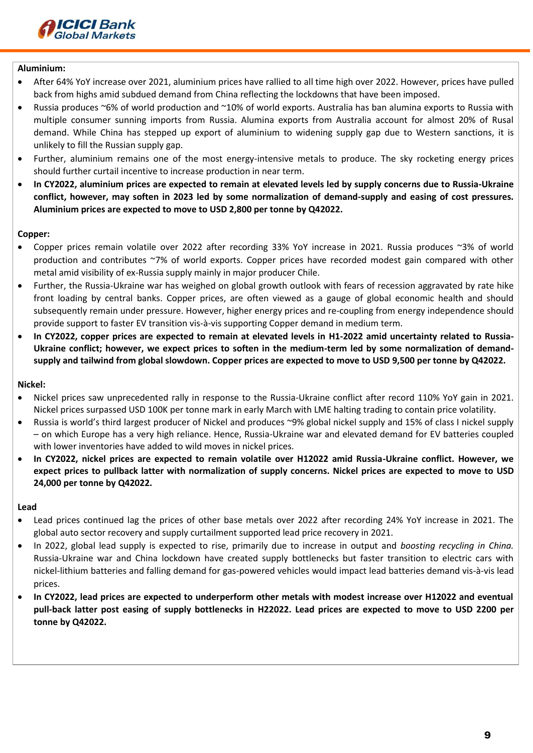**Aluminium:**

- After 64% YoY increase over 2021, aluminium prices have rallied to all time high over 2022. However, prices have pulled back from highs amid subdued demand from China reflecting the lockdowns that have been imposed.
- Russia produces ~6% of world production and ~10% of world exports. Australia has ban alumina exports to Russia with multiple consumer sunning imports from Russia. Alumina exports from Australia account for almost 20% of Rusal demand. While China has stepped up export of aluminium to widening supply gap due to Western sanctions, it is unlikely to fill the Russian supply gap.
- Further, aluminium remains one of the most energy-intensive metals to produce. The sky rocketing energy prices should further curtail incentive to increase production in near term.
- **In CY2022, aluminium prices are expected to remain at elevated levels led by supply concerns due to Russia-Ukraine conflict, however, may soften in 2023 led by some normalization of demand-supply and easing of cost pressures. Aluminium prices are expected to move to USD 2,800 per tonne by Q42022.**

**Copper:**

- Copper prices remain volatile over 2022 after recording 33% YoY increase in 2021. Russia produces ~3% of world production and contributes ~7% of world exports. Copper prices have recorded modest gain compared with other metal amid visibility of ex-Russia supply mainly in major producer Chile.
- Further, the Russia-Ukraine war has weighed on global growth outlook with fears of recession aggravated by rate hike front loading by central banks. Copper prices, are often viewed as a gauge of global economic health and should subsequently remain under pressure. However, higher energy prices and re-coupling from energy independence should provide support to faster EV transition vis-à-vis supporting Copper demand in medium term.
- **In CY2022, copper prices are expected to remain at elevated levels in H1-2022 amid uncertainty related to Russia-Ukraine conflict; however, we expect prices to soften in the medium-term led by some normalization of demand-supply and tailwind from global slowdown. Copper prices are expected to move to USD 9,500 per tonne by Q42022.**

**Nickel:**

- Nickel prices saw unprecedented rally in response to the Russia-Ukraine conflict after record 110% YoY gain in 2021. Nickel prices surpassed USD 100K per tonne mark in early March with LME halting trading to contain price volatility.
- Russia is world's third largest producer of Nickel and produces ~9% global nickel supply and 15% of class I nickel supply – on which Europe has a very high reliance. Hence, Russia-Ukraine war and elevated demand for EV batteries coupled with lower inventories have added to wild moves in nickel prices.
- **In CY2022, nickel prices are expected to remain volatile over H12022 amid Russia-Ukraine conflict. However, we expect prices to pullback latter with normalization of supply concerns. Nickel prices are expected to move to USD 24,000 per tonne by Q42022.**

**Lead**

- Lead prices continued lag the prices of other base metals over 2022 after recording 24% YoY increase in 2021. The global auto sector recovery and supply curtailment supported lead price recovery in 2021.
- In 2022, global lead supply is expected to rise, primarily due to increase in output and *boosting recycling in China.* Russia-Ukraine war and China lockdown have created supply bottlenecks but faster transition to electric cars with nickel-lithium batteries and falling demand for gas-powered vehicles would impact lead batteries demand vis-à-vis lead prices.
- **In CY2022, lead prices are expected to underperform other metals with modest increase over H12022 and eventual pull-back latter post easing of supply bottlenecks in H22022. Lead prices are expected to move to USD 2200 per tonne by Q42022.**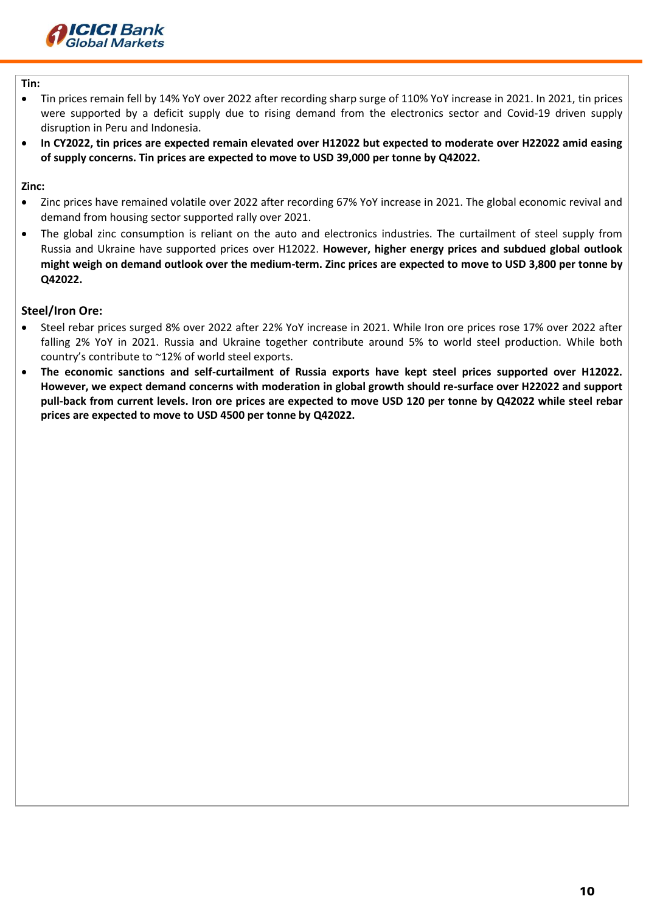**Tin:**

- Tin prices remain fell by 14% YoY over 2022 after recording sharp surge of 110% YoY increase in 2021. In 2021, tin prices were supported by a deficit supply due to rising demand from the electronics sector and Covid-19 driven supply disruption in Peru and Indonesia.
- **In CY2022, tin prices are expected remain elevated over H12022 but expected to moderate over H22022 amid easing of supply concerns. Tin prices are expected to move to USD 39,000 per tonne by Q42022.**

**Zinc:**

- Zinc prices have remained volatile over 2022 after recording 67% YoY increase in 2021. The global economic revival and demand from housing sector supported rally over 2021.
- The global zinc consumption is reliant on the auto and electronics industries. The curtailment of steel supply from Russia and Ukraine have supported prices over H12022. **However, higher energy prices and subdued global outlook might weigh on demand outlook over the medium-term. Zinc prices are expected to move to USD 3,800 per tonne by Q42022.**

**Steel/Iron Ore:**

- Steel rebar prices surged 8% over 2022 after 22% YoY increase in 2021. While Iron ore prices rose 17% over 2022 after falling 2% YoY in 2021. Russia and Ukraine together contribute around 5% to world steel production. While both country's contribute to ~12% of world steel exports.
- **The economic sanctions and self-curtailment of Russia exports have kept steel prices supported over H12022. However, we expect demand concerns with moderation in global growth should re-surface over H22022 and support pull-back from current levels. Iron ore prices are expected to move USD 120 per tonne by Q42022 while steel rebar prices are expected to move to USD 4500 per tonne by Q42022.**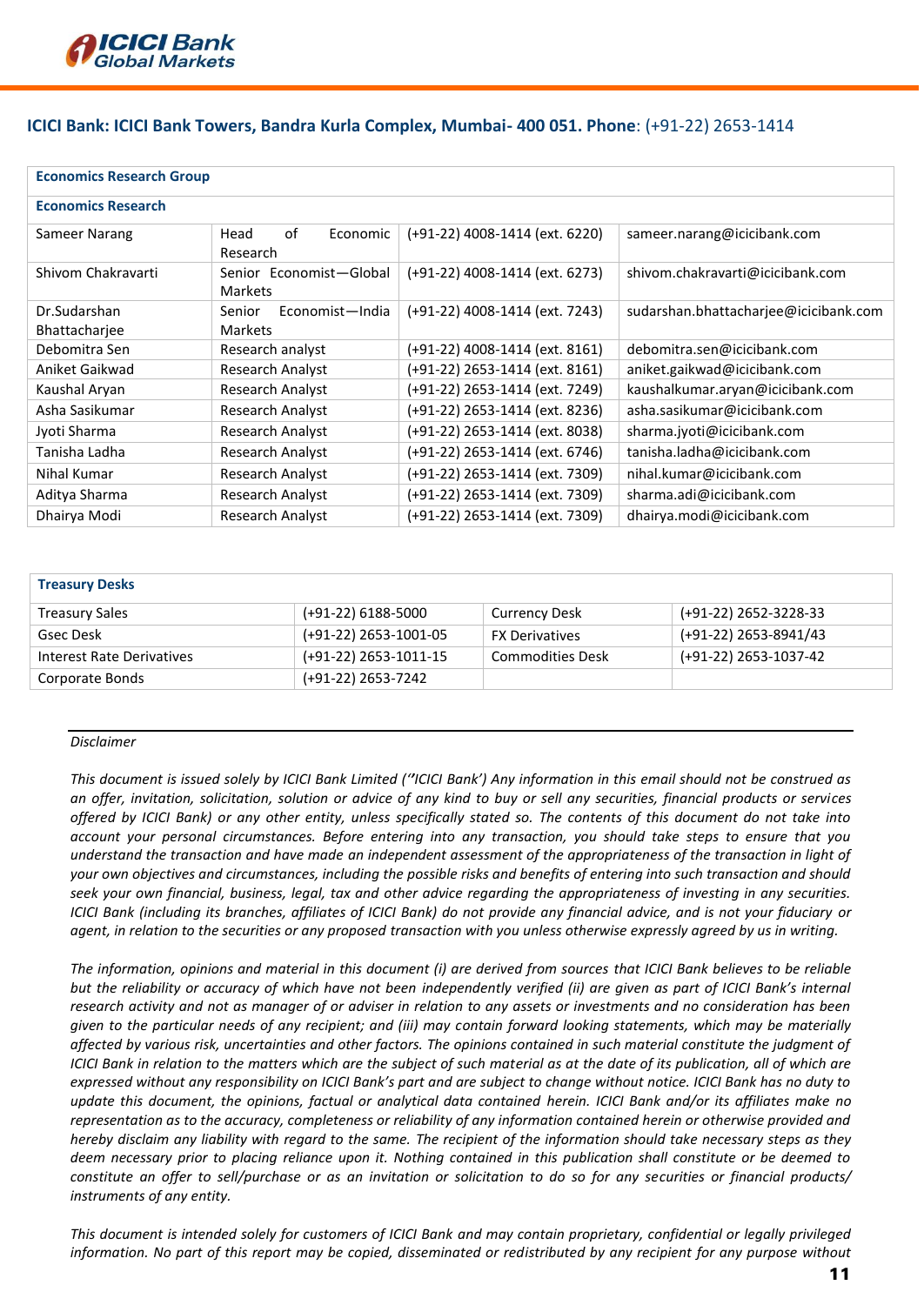**ICICI Bank: ICICI Bank Towers, Bandra Kurla Complex, Mumbai- 400 051. Phone**: (+91-22) 2653-1414

| **Economics Research Group** | | | |
|---|---|---|---|
| **Economics Research** | | | |
| Sameer Narang | Head of Economic Research | (+91-22) 4008-1414 (ext. 6220) | sameer.narang@icicibank.com |
| Shivom Chakravarti | Senior Economist—Global Markets | (+91-22) 4008-1414 (ext. 6273) | shivom.chakravarti@icicibank.com |
| Dr.Sudarshan Bhattacharjee | Senior Economist—India Markets | (+91-22) 4008-1414 (ext. 7243) | sudarshan.bhattacharjee@icicibank.com |
| Debomitra Sen | Research analyst | (+91-22) 4008-1414 (ext. 8161) | debomitra.sen@icicibank.com |
| Aniket Gaikwad | Research Analyst | (+91-22) 2653-1414 (ext. 8161) | aniket.gaikwad@icicibank.com |
| Kaushal Aryan | Research Analyst | (+91-22) 2653-1414 (ext. 7249) | kaushalkumar.aryan@icicibank.com |
| Asha Sasikumar | Research Analyst | (+91-22) 2653-1414 (ext. 8236) | asha.sasikumar@icicibank.com |
| Jyoti Sharma | Research Analyst | (+91-22) 2653-1414 (ext. 8038) | sharma.jyoti@icicibank.com |
| Tanisha Ladha | Research Analyst | (+91-22) 2653-1414 (ext. 6746) | tanisha.ladha@icicibank.com |
| Nihal Kumar | Research Analyst | (+91-22) 2653-1414 (ext. 7309) | nihal.kumar@icicibank.com |
| Aditya Sharma | Research Analyst | (+91-22) 2653-1414 (ext. 7309) | sharma.adi@icicibank.com |
| Dhairya Modi | Research Analyst | (+91-22) 2653-1414 (ext. 7309) | dhairya.modi@icicibank.com |

| **Treasury Desks** | | | |
|---|---|---|---|
| Treasury Sales | (+91-22) 6188-5000 | Currency Desk | (+91-22) 2652-3228-33 |
| Gsec Desk | (+91-22) 2653-1001-05 | FX Derivatives | (+91-22) 2653-8941/43 |
| Interest Rate Derivatives | (+91-22) 2653-1011-15 | Commodities Desk | (+91-22) 2653-1037-42 |
| Corporate Bonds | (+91-22) 2653-7242 | | |

*Disclaimer*

*This document is issued solely by ICICI Bank Limited ("ICICI Bank') Any information in this email should not be construed as an offer, invitation, solicitation, solution or advice of any kind to buy or sell any securities, financial products or services offered by ICICI Bank) or any other entity, unless specifically stated so. The contents of this document do not take into account your personal circumstances. Before entering into any transaction, you should take steps to ensure that you understand the transaction and have made an independent assessment of the appropriateness of the transaction in light of your own objectives and circumstances, including the possible risks and benefits of entering into such transaction and should seek your own financial, business, legal, tax and other advice regarding the appropriateness of investing in any securities. ICICI Bank (including its branches, affiliates of ICICI Bank) do not provide any financial advice, and is not your fiduciary or agent, in relation to the securities or any proposed transaction with you unless otherwise expressly agreed by us in writing.*

*The information, opinions and material in this document (i) are derived from sources that ICICI Bank believes to be reliable but the reliability or accuracy of which have not been independently verified (ii) are given as part of ICICI Bank's internal research activity and not as manager of or adviser in relation to any assets or investments and no consideration has been given to the particular needs of any recipient; and (iii) may contain forward looking statements, which may be materially affected by various risk, uncertainties and other factors. The opinions contained in such material constitute the judgment of ICICI Bank in relation to the matters which are the subject of such material as at the date of its publication, all of which are expressed without any responsibility on ICICI Bank's part and are subject to change without notice. ICICI Bank has no duty to update this document, the opinions, factual or analytical data contained herein. ICICI Bank and/or its affiliates make no representation as to the accuracy, completeness or reliability of any information contained herein or otherwise provided and hereby disclaim any liability with regard to the same. The recipient of the information should take necessary steps as they deem necessary prior to placing reliance upon it. Nothing contained in this publication shall constitute or be deemed to constitute an offer to sell/purchase or as an invitation or solicitation to do so for any securities or financial products/ instruments of any entity.*

*This document is intended solely for customers of ICICI Bank and may contain proprietary, confidential or legally privileged information. No part of this report may be copied, disseminated or redistributed by any recipient for any purpose without*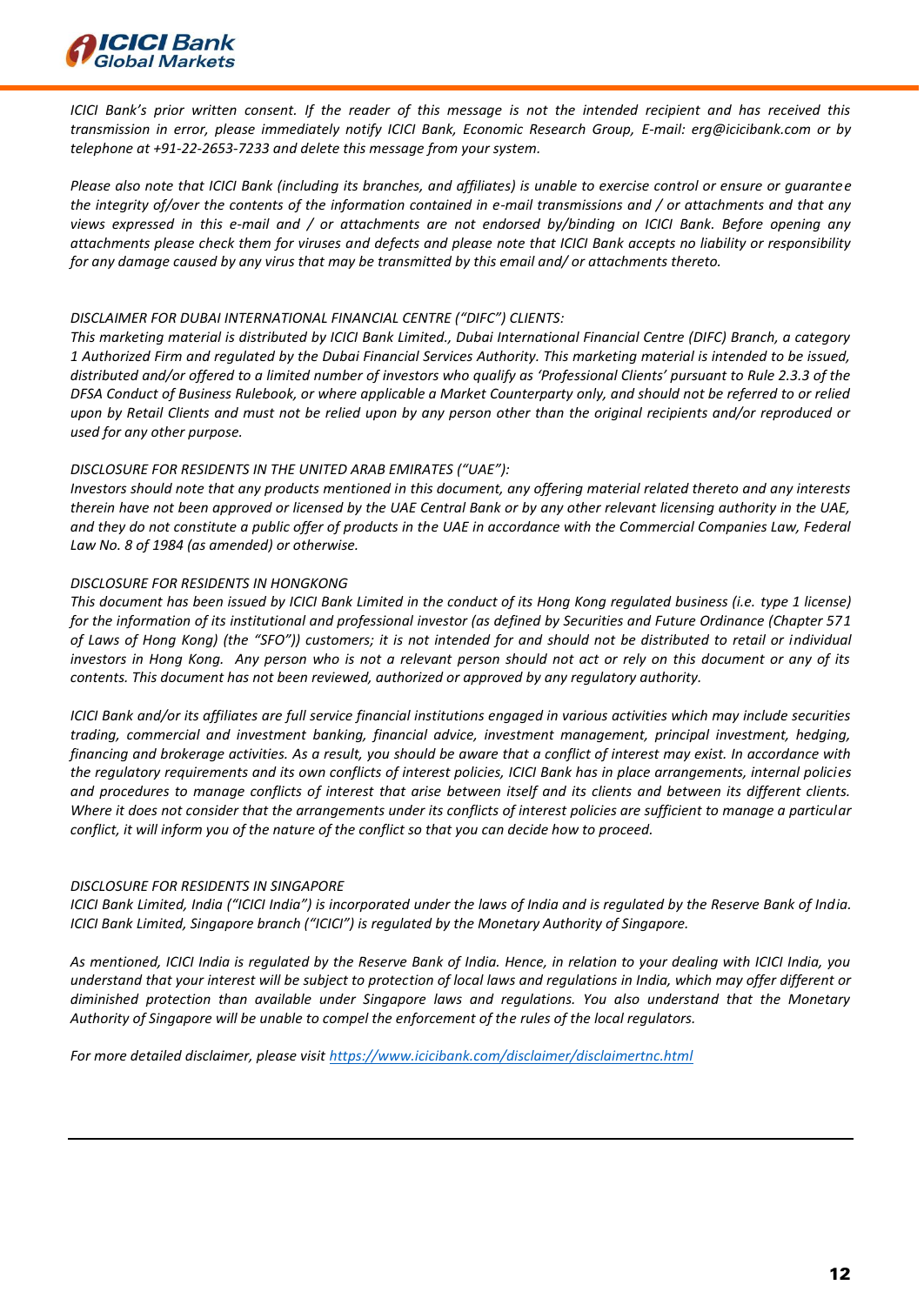*ICICI Bank's prior written consent. If the reader of this message is not the intended recipient and has received this transmission in error, please immediately notify ICICI Bank, Economic Research Group, E-mail: erg@icicibank.com or by telephone at +91-22-2653-7233 and delete this message from your system.*

*Please also note that ICICI Bank (including its branches, and affiliates) is unable to exercise control or ensure or guarantee the integrity of/over the contents of the information contained in e-mail transmissions and / or attachments and that any views expressed in this e-mail and / or attachments are not endorsed by/binding on ICICI Bank. Before opening any attachments please check them for viruses and defects and please note that ICICI Bank accepts no liability or responsibility for any damage caused by any virus that may be transmitted by this email and/ or attachments thereto.*

*DISCLAIMER FOR DUBAI INTERNATIONAL FINANCIAL CENTRE ("DIFC") CLIENTS:*
*This marketing material is distributed by ICICI Bank Limited., Dubai International Financial Centre (DIFC) Branch, a category 1 Authorized Firm and regulated by the Dubai Financial Services Authority. This marketing material is intended to be issued, distributed and/or offered to a limited number of investors who qualify as 'Professional Clients' pursuant to Rule 2.3.3 of the DFSA Conduct of Business Rulebook, or where applicable a Market Counterparty only, and should not be referred to or relied upon by Retail Clients and must not be relied upon by any person other than the original recipients and/or reproduced or used for any other purpose.*

*DISCLOSURE FOR RESIDENTS IN THE UNITED ARAB EMIRATES ("UAE"):*
*Investors should note that any products mentioned in this document, any offering material related thereto and any interests therein have not been approved or licensed by the UAE Central Bank or by any other relevant licensing authority in the UAE, and they do not constitute a public offer of products in the UAE in accordance with the Commercial Companies Law, Federal Law No. 8 of 1984 (as amended) or otherwise.*

*DISCLOSURE FOR RESIDENTS IN HONGKONG*
*This document has been issued by ICICI Bank Limited in the conduct of its Hong Kong regulated business (i.e. type 1 license) for the information of its institutional and professional investor (as defined by Securities and Future Ordinance (Chapter 571 of Laws of Hong Kong) (the "SFO")) customers; it is not intended for and should not be distributed to retail or individual investors in Hong Kong. Any person who is not a relevant person should not act or rely on this document or any of its contents. This document has not been reviewed, authorized or approved by any regulatory authority.*

*ICICI Bank and/or its affiliates are full service financial institutions engaged in various activities which may include securities trading, commercial and investment banking, financial advice, investment management, principal investment, hedging, financing and brokerage activities. As a result, you should be aware that a conflict of interest may exist. In accordance with the regulatory requirements and its own conflicts of interest policies, ICICI Bank has in place arrangements, internal policies and procedures to manage conflicts of interest that arise between itself and its clients and between its different clients. Where it does not consider that the arrangements under its conflicts of interest policies are sufficient to manage a particular conflict, it will inform you of the nature of the conflict so that you can decide how to proceed.*

*DISCLOSURE FOR RESIDENTS IN SINGAPORE*
*ICICI Bank Limited, India ("ICICI India") is incorporated under the laws of India and is regulated by the Reserve Bank of India. ICICI Bank Limited, Singapore branch ("ICICI") is regulated by the Monetary Authority of Singapore.*

*As mentioned, ICICI India is regulated by the Reserve Bank of India. Hence, in relation to your dealing with ICICI India, you understand that your interest will be subject to protection of local laws and regulations in India, which may offer different or diminished protection than available under Singapore laws and regulations. You also understand that the Monetary Authority of Singapore will be unable to compel the enforcement of the rules of the local regulators.*

*For more detailed disclaimer, please visit [https://www.icicibank.com/disclaimer/disclaimertnc.html](https://www.icicibank.com/disclaimer/disclaimertnc.html)*